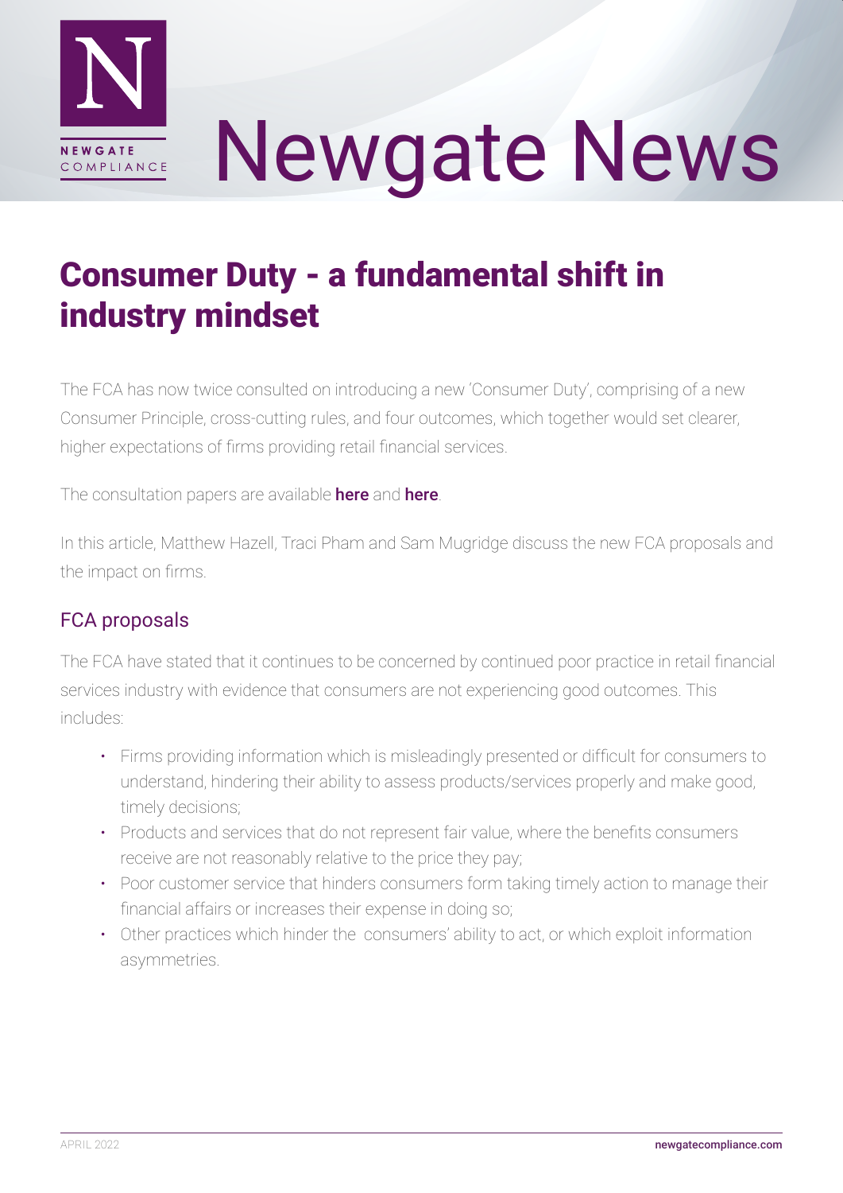# Newgate News

## Consumer Duty - a fundamental shift in industry mindset

The FCA has now twice consulted on introducing a new 'Consumer Duty', comprising of a new Consumer Principle, cross-cutting rules, and four outcomes, which together would set clearer, higher expectations of firms providing retail financial services.

The consultation papers are available **here** and **here**.

In this article, Matthew Hazell, Traci Pham and Sam Mugridge discuss the new FCA proposals and the impact on firms.

### FCA proposals

The FCA have stated that it continues to be concerned by continued poor practice in retail financial services industry with evidence that consumers are not experiencing good outcomes. This includes:

- Firms providing information which is misleadingly presented or difficult for consumers to understand, hindering their ability to assess products/services properly and make good, timely decisions;
- Products and services that do not represent fair value, where the benefits consumers receive are not reasonably relative to the price they pay;
- Poor customer service that hinders consumers form taking timely action to manage their financial affairs or increases their expense in doing so;
- Other practices which hinder the consumers' ability to act, or which exploit information asymmetries.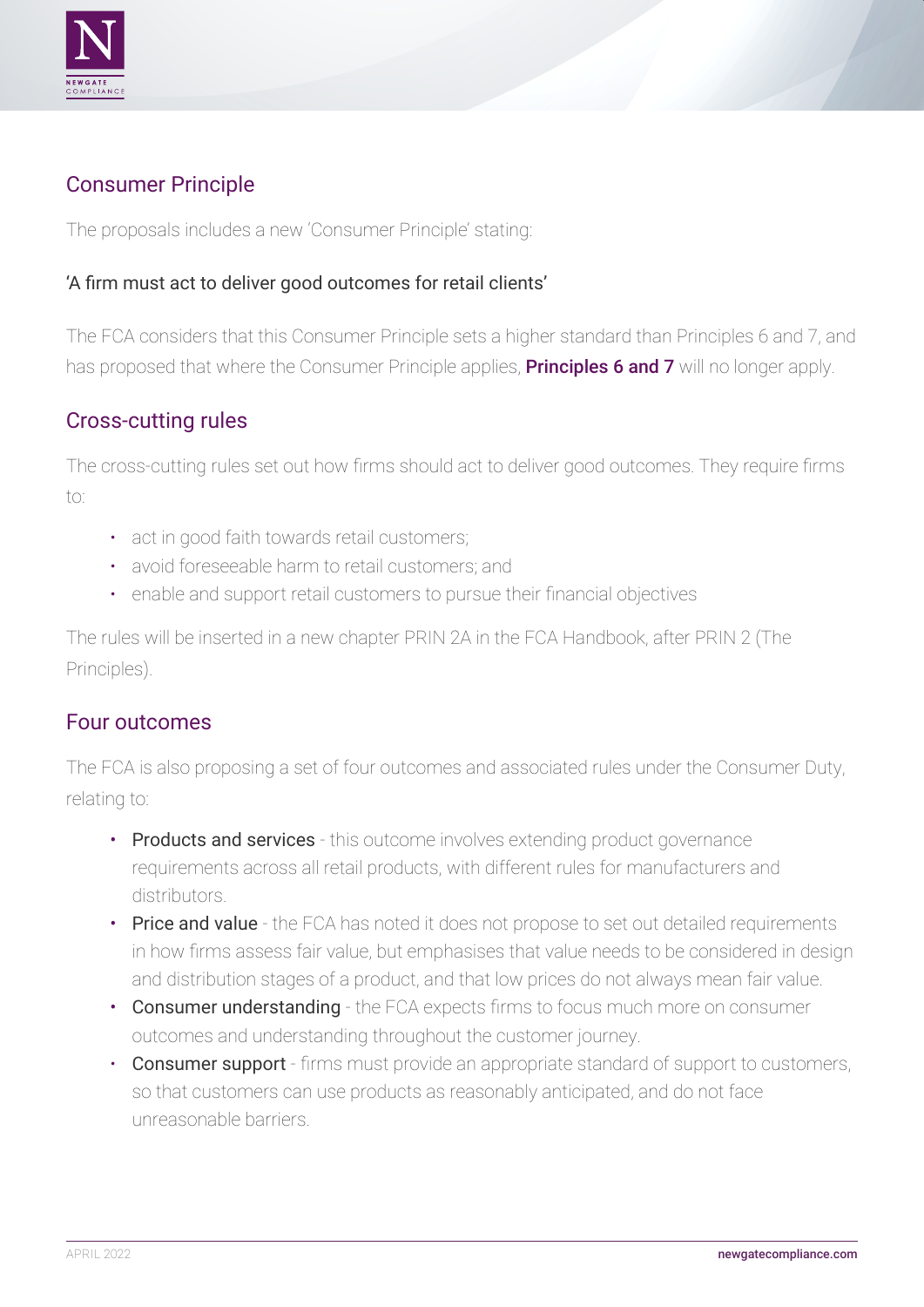## Consumer Principle

The proposals includes a new 'Consumer Principle' stating:

'A firm must act to deliver good outcomes for retail clients'

The FCA considers that this Consumer Principle sets a higher standard than Principles 6 and 7, and has proposed that where the Consumer Principle applies, **Principles 6 and 7** will no longer apply.

## Cross-cutting rules

The cross-cutting rules set out how firms should act to deliver good outcomes. They require firms to:

- act in good faith towards retail customers;
- avoid foreseeable harm to retail customers; and
- enable and support retail customers to pursue their financial objectives

The rules will be inserted in a new chapter PRIN 2A in the FCA Handbook, after PRIN 2 (The Principles).

## Four outcomes

The FCA is also proposing a set of four outcomes and associated rules under the Consumer Duty, relating to:

- Products and services - this outcome involves extending product governance requirements across all retail products, with different rules for manufacturers and distributors.
- Price and value - the FCA has noted it does not propose to set out detailed requirements in how firms assess fair value, but emphasises that value needs to be considered in design and distribution stages of a product, and that low prices do not always mean fair value.
- Consumer understanding - the FCA expects firms to focus much more on consumer outcomes and understanding throughout the customer journey.
- Consumer support - firms must provide an appropriate standard of support to customers, so that customers can use products as reasonably anticipated, and do not face unreasonable barriers.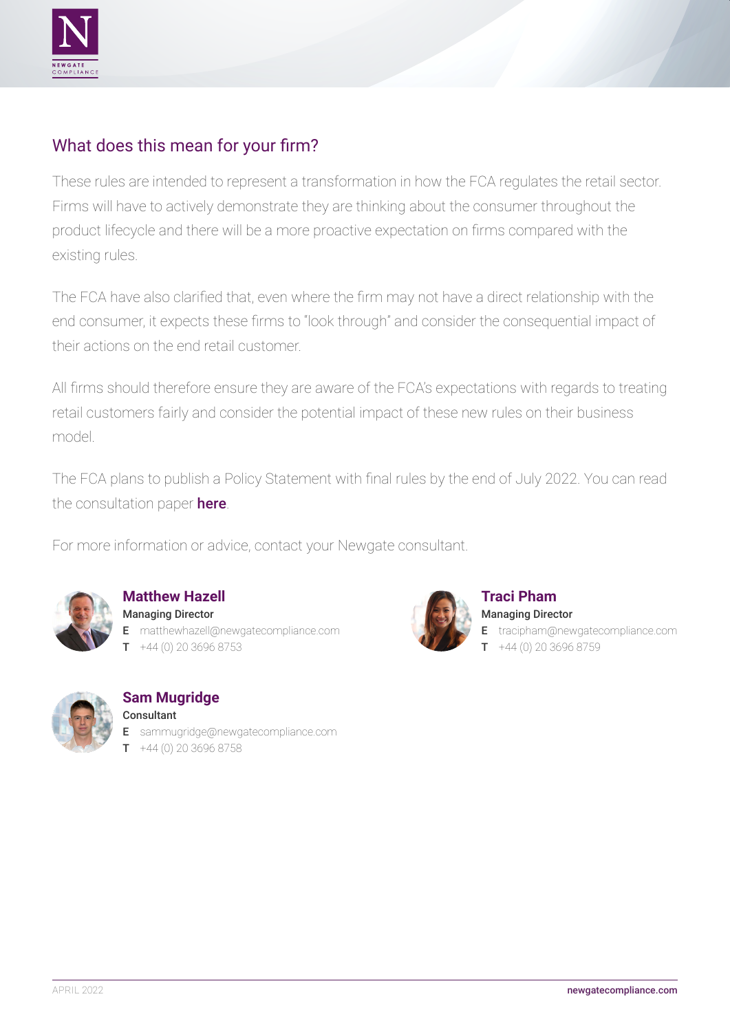## What does this mean for your firm?

These rules are intended to represent a transformation in how the FCA regulates the retail sector. Firms will have to actively demonstrate they are thinking about the consumer throughout the product lifecycle and there will be a more proactive expectation on firms compared with the existing rules.

The FCA have also clarified that, even where the firm may not have a direct relationship with the end consumer, it expects these firms to "look through" and consider the consequential impact of their actions on the end retail customer.

All firms should therefore ensure they are aware of the FCA's expectations with regards to treating retail customers fairly and consider the potential impact of these new rules on their business model.

The FCA plans to publish a Policy Statement with final rules by the end of July 2022. You can read the consultation paper **here**.

For more information or advice, contact your Newgate consultant.

**Matthew Hazell**
**Managing Director**
**E** matthewhazell@newgatecompliance.com
**T** +44 (0) 20 3696 8753

**Traci Pham**
**Managing Director**
**E** tracipham@newgatecompliance.com
**T** +44 (0) 20 3696 8759

**Sam Mugridge**
**Consultant**
**E** sammugridge@newgatecompliance.com
**T** +44 (0) 20 3696 8758